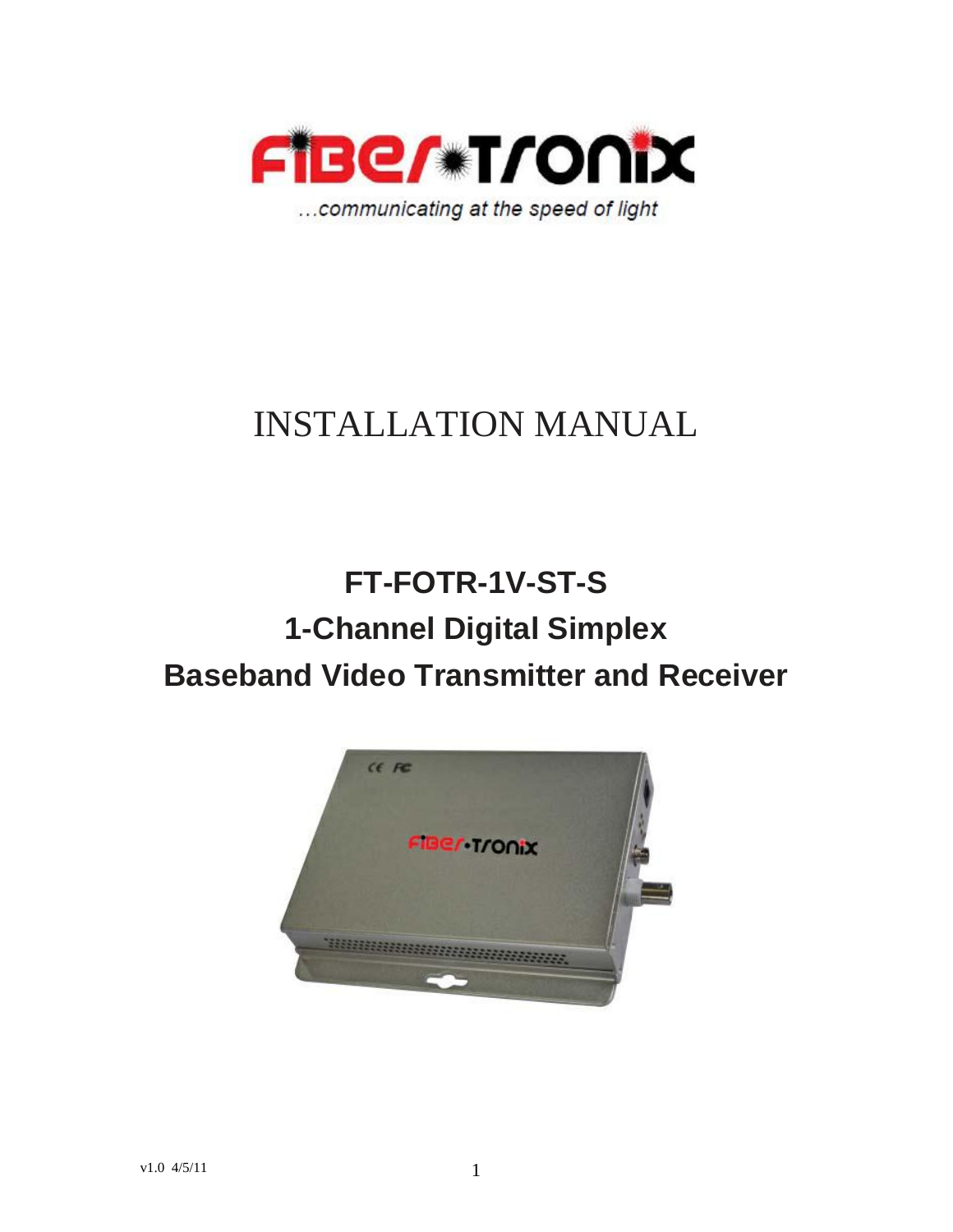...communicating at the speed of light

# INSTALLATION MANUAL

## FT-FOTR-1V-ST-S
## 1-Channel Digital Simplex
## Baseband Video Transmitter and Receiver

v1.0 4/5/11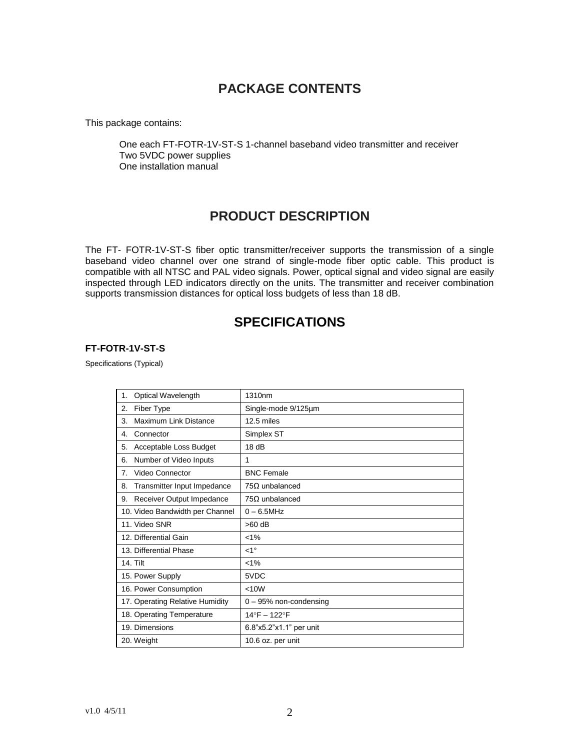## PACKAGE CONTENTS

This package contains:

One each FT-FOTR-1V-ST-S 1-channel baseband video transmitter and receiver
Two 5VDC power supplies
One installation manual

## PRODUCT DESCRIPTION

The FT- FOTR-1V-ST-S fiber optic transmitter/receiver supports the transmission of a single baseband video channel over one strand of single-mode fiber optic cable. This product is compatible with all NTSC and PAL video signals. Power, optical signal and video signal are easily inspected through LED indicators directly on the units. The transmitter and receiver combination supports transmission distances for optical loss budgets of less than 18 dB.

## SPECIFICATIONS

### FT-FOTR-1V-ST-S

Specifications (Typical)

| | |
|---|---|
| 1. Optical Wavelength | 1310nm |
| 2. Fiber Type | Single-mode 9/125µm |
| 3. Maximum Link Distance | 12.5 miles |
| 4. Connector | Simplex ST |
| 5. Acceptable Loss Budget | 18 dB |
| 6. Number of Video Inputs | 1 |
| 7. Video Connector | BNC Female |
| 8. Transmitter Input Impedance | 75Ω unbalanced |
| 9. Receiver Output Impedance | 75Ω unbalanced |
| 10. Video Bandwidth per Channel | 0 – 6.5MHz |
| 11. Video SNR | >60 dB |
| 12. Differential Gain | <1% |
| 13. Differential Phase | <1° |
| 14. Tilt | <1% |
| 15. Power Supply | 5VDC |
| 16. Power Consumption | <10W |
| 17. Operating Relative Humidity | 0 – 95% non-condensing |
| 18. Operating Temperature | 14°F – 122°F |
| 19. Dimensions | 6.8"x5.2"x1.1" per unit |
| 20. Weight | 10.6 oz. per unit |

v1.0 4/5/11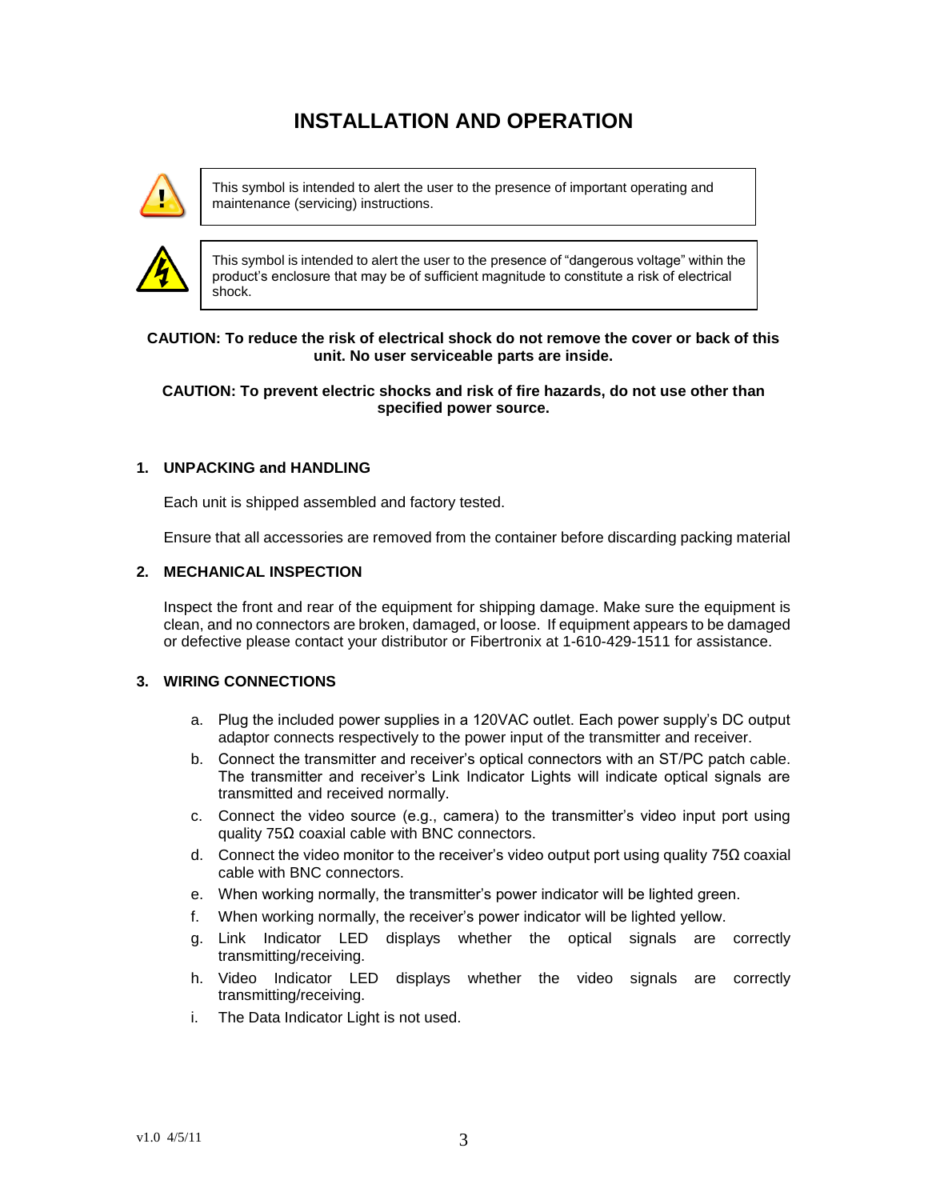# INSTALLATION AND OPERATION

| | |
|---|---|
| ⚠ | This symbol is intended to alert the user to the presence of important operating and maintenance (servicing) instructions. |
| ⚡ | This symbol is intended to alert the user to the presence of "dangerous voltage" within the product's enclosure that may be of sufficient magnitude to constitute a risk of electrical shock. |

**CAUTION: To reduce the risk of electrical shock do not remove the cover or back of this unit. No user serviceable parts are inside.**

**CAUTION: To prevent electric shocks and risk of fire hazards, do not use other than specified power source.**

## 1. UNPACKING and HANDLING

Each unit is shipped assembled and factory tested.

Ensure that all accessories are removed from the container before discarding packing material

## 2. MECHANICAL INSPECTION

Inspect the front and rear of the equipment for shipping damage. Make sure the equipment is clean, and no connectors are broken, damaged, or loose. If equipment appears to be damaged or defective please contact your distributor or Fibertronix at 1-610-429-1511 for assistance.

## 3. WIRING CONNECTIONS

a. Plug the included power supplies in a 120VAC outlet. Each power supply's DC output adaptor connects respectively to the power input of the transmitter and receiver.
b. Connect the transmitter and receiver's optical connectors with an ST/PC patch cable. The transmitter and receiver's Link Indicator Lights will indicate optical signals are transmitted and received normally.
c. Connect the video source (e.g., camera) to the transmitter's video input port using quality 75Ω coaxial cable with BNC connectors.
d. Connect the video monitor to the receiver's video output port using quality 75Ω coaxial cable with BNC connectors.
e. When working normally, the transmitter's power indicator will be lighted green.
f. When working normally, the receiver's power indicator will be lighted yellow.
g. Link Indicator LED displays whether the optical signals are correctly transmitting/receiving.
h. Video Indicator LED displays whether the video signals are correctly transmitting/receiving.
i. The Data Indicator Light is not used.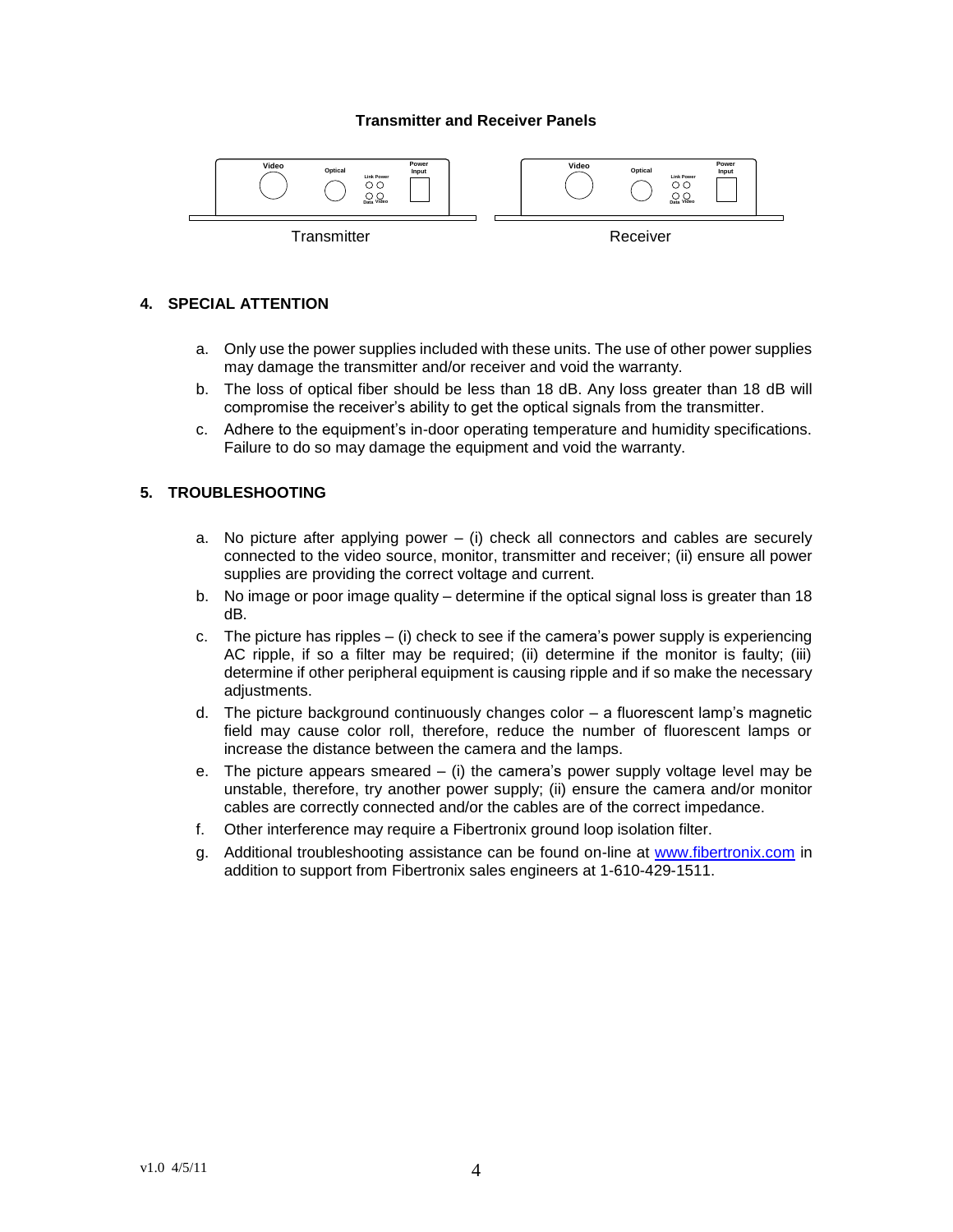**Transmitter and Receiver Panels**

Video
Optical
Link Power
Data Video
Power Input

Transmitter

Video
Optical
Link Power
Data Video
Power Input

Receiver

## 4. SPECIAL ATTENTION

a. Only use the power supplies included with these units. The use of other power supplies may damage the transmitter and/or receiver and void the warranty.

b. The loss of optical fiber should be less than 18 dB. Any loss greater than 18 dB will compromise the receiver's ability to get the optical signals from the transmitter.

c. Adhere to the equipment's in-door operating temperature and humidity specifications. Failure to do so may damage the equipment and void the warranty.

## 5. TROUBLESHOOTING

a. No picture after applying power – (i) check all connectors and cables are securely connected to the video source, monitor, transmitter and receiver; (ii) ensure all power supplies are providing the correct voltage and current.

b. No image or poor image quality – determine if the optical signal loss is greater than 18 dB.

c. The picture has ripples – (i) check to see if the camera's power supply is experiencing AC ripple, if so a filter may be required; (ii) determine if the monitor is faulty; (iii) determine if other peripheral equipment is causing ripple and if so make the necessary adjustments.

d. The picture background continuously changes color – a fluorescent lamp's magnetic field may cause color roll, therefore, reduce the number of fluorescent lamps or increase the distance between the camera and the lamps.

e. The picture appears smeared – (i) the camera's power supply voltage level may be unstable, therefore, try another power supply; (ii) ensure the camera and/or monitor cables are correctly connected and/or the cables are of the correct impedance.

f. Other interference may require a Fibertronix ground loop isolation filter.

g. Additional troubleshooting assistance can be found on-line at www.fibertronix.com in addition to support from Fibertronix sales engineers at 1-610-429-1511.

v1.0 4/5/11